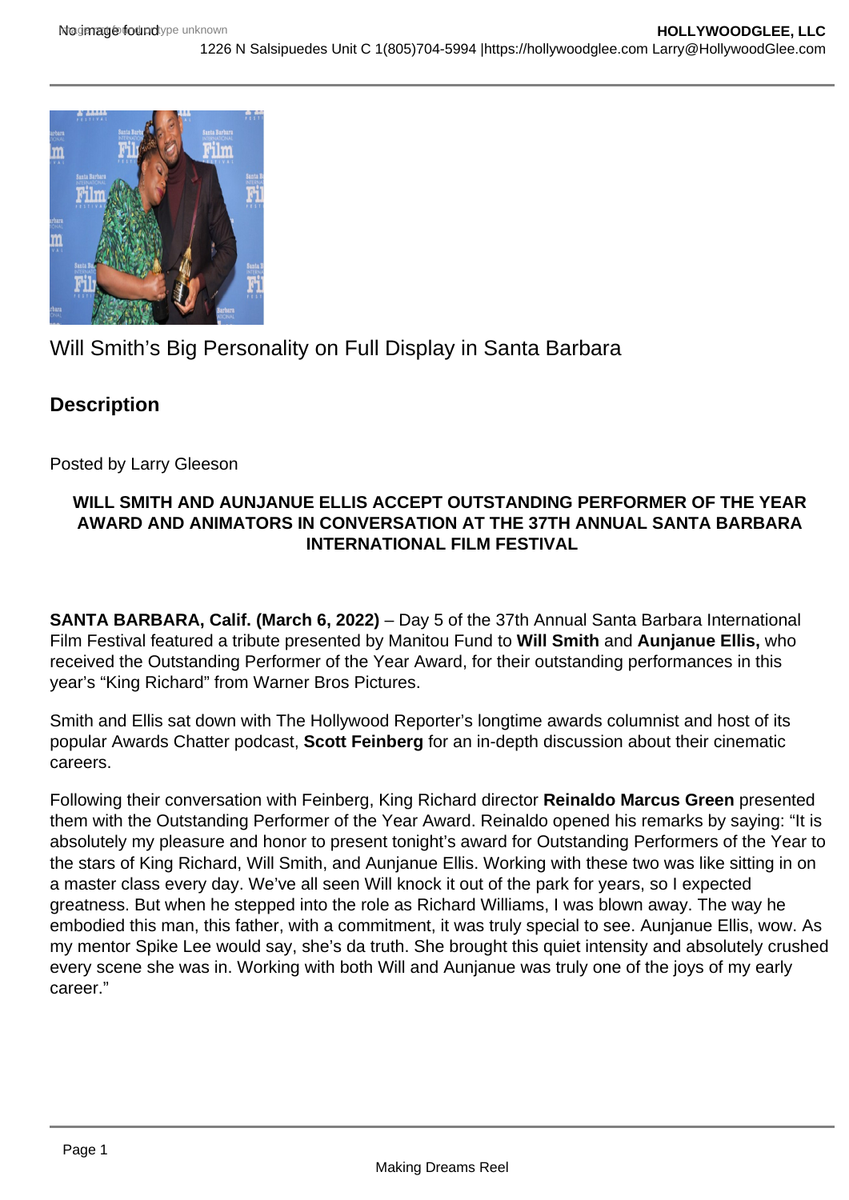Will Smith's Big Personality on Full Display in Santa Barbara

## Description

Posted by Larry Gleeson

**WILL SMITH AND AUNJANUE ELLIS ACCEPT OUTSTANDING PERFORMER OF THE YEAR AWARD AND ANIMATORS IN CONVERSATION AT THE 37TH ANNUAL SANTA BARBARA INTERNATIONAL FILM FESTIVAL**

**SANTA BARBARA, Calif. (March 6, 2022)** – Day 5 of the 37th Annual Santa Barbara International Film Festival featured a tribute presented by Manitou Fund to **Will Smith** and **Aunjanue Ellis,** who received the Outstanding Performer of the Year Award, for their outstanding performances in this year's "King Richard" from Warner Bros Pictures.

Smith and Ellis sat down with The Hollywood Reporter's longtime awards columnist and host of its popular Awards Chatter podcast, **Scott Feinberg** for an in-depth discussion about their cinematic careers.

Following their conversation with Feinberg, King Richard director **Reinaldo Marcus Green** presented them with the Outstanding Performer of the Year Award. Reinaldo opened his remarks by saying: "It is absolutely my pleasure and honor to present tonight's award for Outstanding Performers of the Year to the stars of King Richard, Will Smith, and Aunjanue Ellis. Working with these two was like sitting in on a master class every day. We've all seen Will knock it out of the park for years, so I expected greatness. But when he stepped into the role as Richard Williams, I was blown away. The way he embodied this man, this father, with a commitment, it was truly special to see. Aunjanue Ellis, wow. As my mentor Spike Lee would say, she's da truth. She brought this quiet intensity and absolutely crushed every scene she was in. Working with both Will and Aunjanue was truly one of the joys of my early career."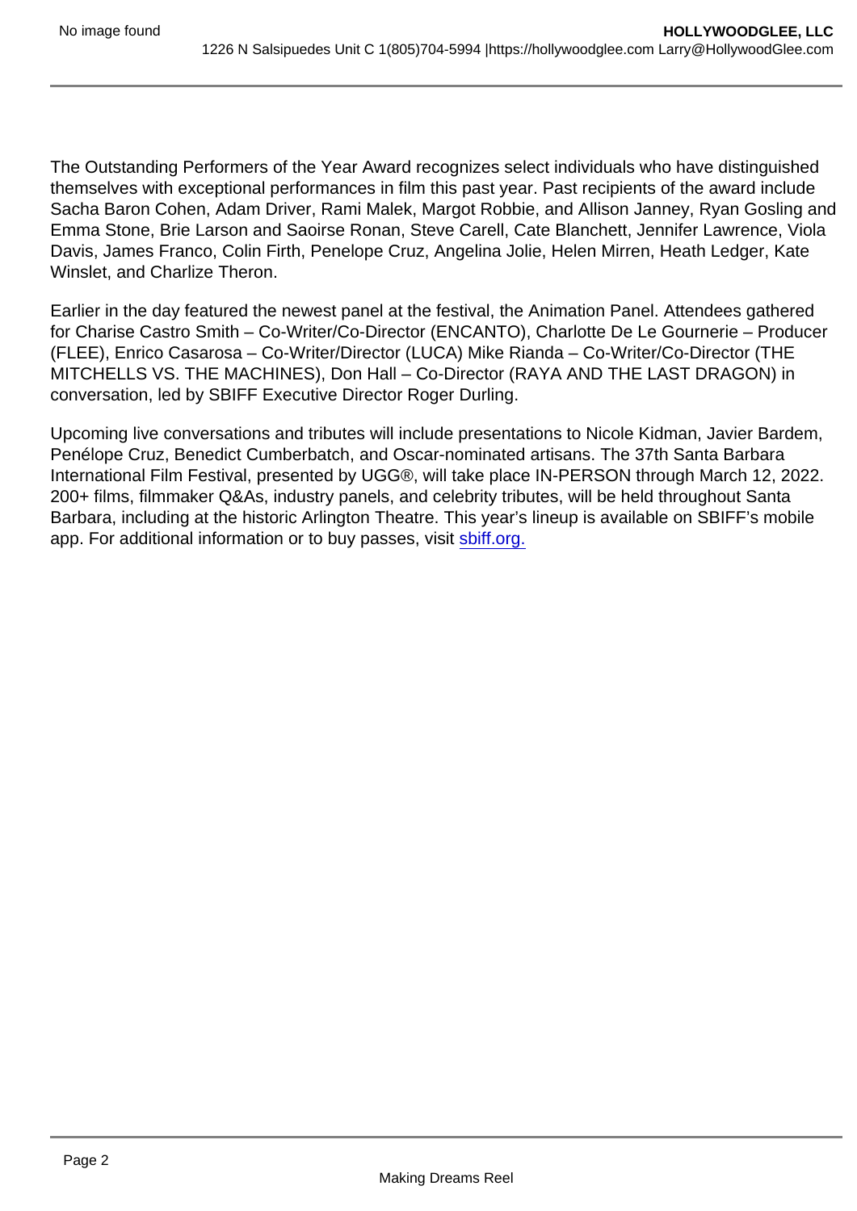The Outstanding Performers of the Year Award recognizes select individuals who have distinguished themselves with exceptional performances in film this past year. Past recipients of the award include Sacha Baron Cohen, Adam Driver, Rami Malek, Margot Robbie, and Allison Janney, Ryan Gosling and Emma Stone, Brie Larson and Saoirse Ronan, Steve Carell, Cate Blanchett, Jennifer Lawrence, Viola Davis, James Franco, Colin Firth, Penelope Cruz, Angelina Jolie, Helen Mirren, Heath Ledger, Kate Winslet, and Charlize Theron.

Earlier in the day featured the newest panel at the festival, the Animation Panel. Attendees gathered for Charise Castro Smith – Co-Writer/Co-Director (ENCANTO), Charlotte De Le Gournerie – Producer (FLEE), Enrico Casarosa – Co-Writer/Director (LUCA) Mike Rianda – Co-Writer/Co-Director (THE MITCHELLS VS. THE MACHINES), Don Hall – Co-Director (RAYA AND THE LAST DRAGON) in conversation, led by SBIFF Executive Director Roger Durling.

Upcoming live conversations and tributes will include presentations to Nicole Kidman, Javier Bardem, Penélope Cruz, Benedict Cumberbatch, and Oscar-nominated artisans. The 37th Santa Barbara International Film Festival, presented by UGG®, will take place IN-PERSON through March 12, 2022. 200+ films, filmmaker Q&As, industry panels, and celebrity tributes, will be held throughout Santa Barbara, including at the historic Arlington Theatre. This year's lineup is available on SBIFF's mobile app. For additional information or to buy passes, visit [sbiff.org.](https://sbiff.org)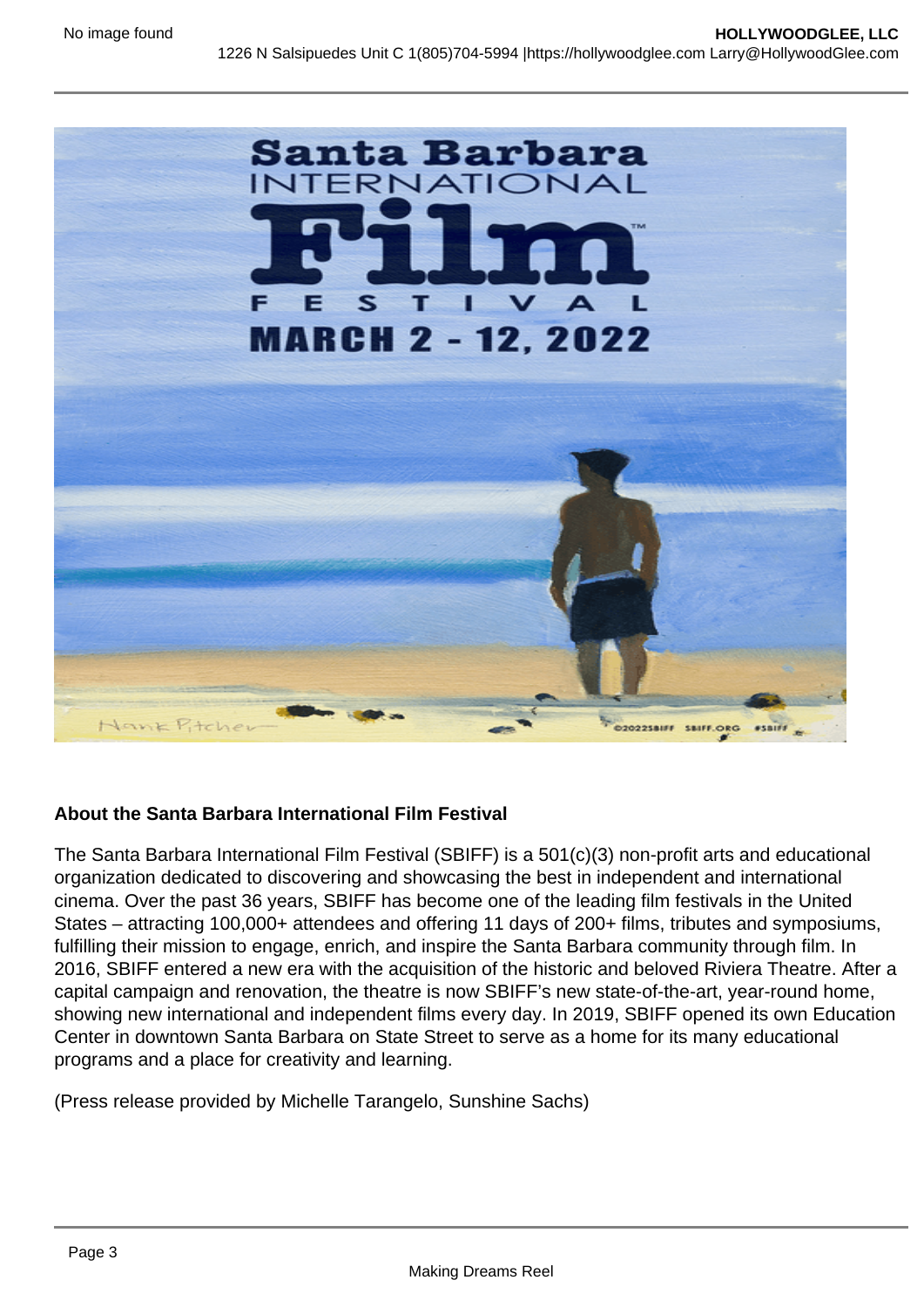## About the Santa Barbara International Film Festival

The Santa Barbara International Film Festival (SBIFF) is a 501(c)(3) non-profit arts and educational organization dedicated to discovering and showcasing the best in independent and international cinema. Over the past 36 years, SBIFF has become one of the leading film festivals in the United States – attracting 100,000+ attendees and offering 11 days of 200+ films, tributes and symposiums, fulfilling their mission to engage, enrich, and inspire the Santa Barbara community through film. In 2016, SBIFF entered a new era with the acquisition of the historic and beloved Riviera Theatre. After a capital campaign and renovation, the theatre is now SBIFF's new state-of-the-art, year-round home, showing new international and independent films every day. In 2019, SBIFF opened its own Education Center in downtown Santa Barbara on State Street to serve as a home for its many educational programs and a place for creativity and learning.

(Press release provided by Michelle Tarangelo, Sunshine Sachs)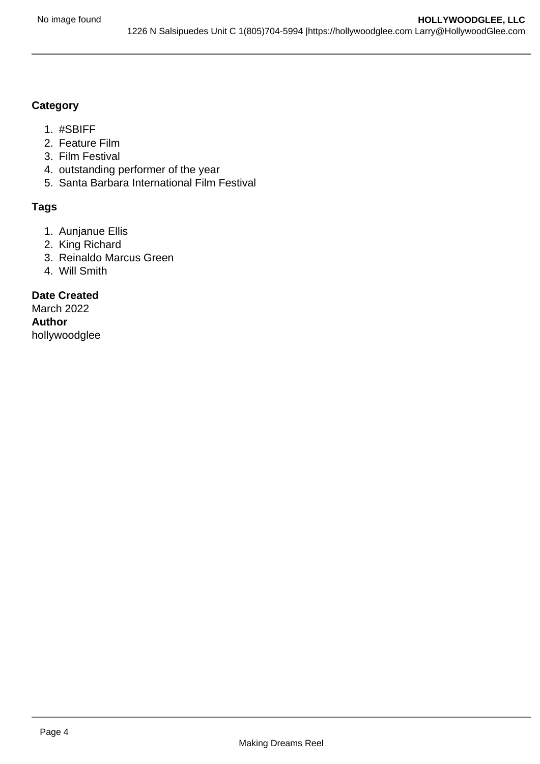**Category**

1. #SBIFF
2. Feature Film
3. Film Festival
4. outstanding performer of the year
5. Santa Barbara International Film Festival

**Tags**

1. Aunjanue Ellis
2. King Richard
3. Reinaldo Marcus Green
4. Will Smith

**Date Created**
March 2022
**Author**
hollywoodglee